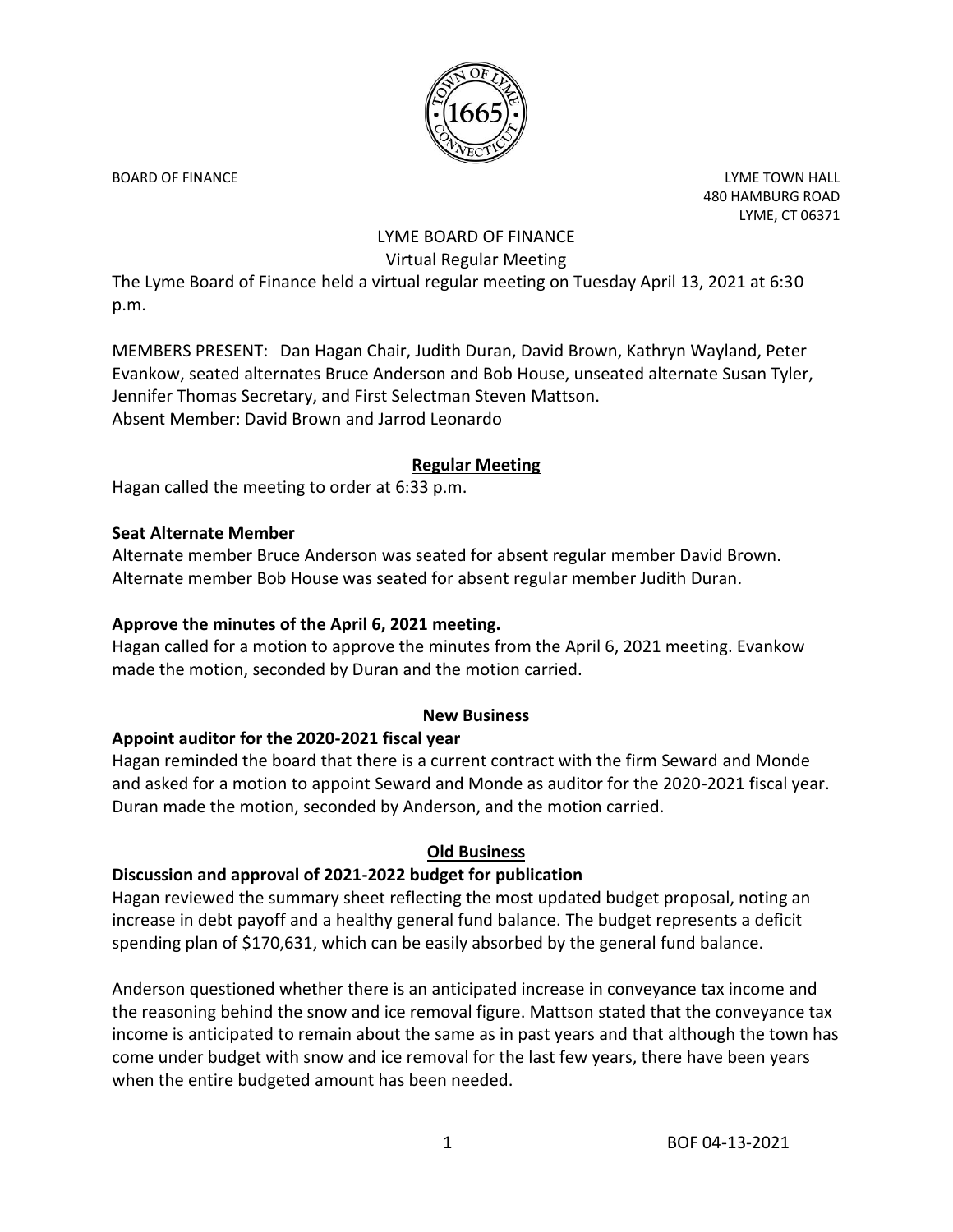BOARD OF FINANCE

LYME TOWN HALL
480 HAMBURG ROAD
LYME, CT 06371

# LYME BOARD OF FINANCE

## Virtual Regular Meeting

The Lyme Board of Finance held a virtual regular meeting on Tuesday April 13, 2021 at 6:30 p.m.

MEMBERS PRESENT: Dan Hagan Chair, Judith Duran, David Brown, Kathryn Wayland, Peter Evankow, seated alternates Bruce Anderson and Bob House, unseated alternate Susan Tyler, Jennifer Thomas Secretary, and First Selectman Steven Mattson.
Absent Member: David Brown and Jarrod Leonardo

## Regular Meeting

Hagan called the meeting to order at 6:33 p.m.

**Seat Alternate Member**

Alternate member Bruce Anderson was seated for absent regular member David Brown.
Alternate member Bob House was seated for absent regular member Judith Duran.

**Approve the minutes of the April 6, 2021 meeting.**

Hagan called for a motion to approve the minutes from the April 6, 2021 meeting. Evankow made the motion, seconded by Duran and the motion carried.

## New Business

**Appoint auditor for the 2020-2021 fiscal year**

Hagan reminded the board that there is a current contract with the firm Seward and Monde and asked for a motion to appoint Seward and Monde as auditor for the 2020-2021 fiscal year. Duran made the motion, seconded by Anderson, and the motion carried.

## Old Business

**Discussion and approval of 2021-2022 budget for publication**

Hagan reviewed the summary sheet reflecting the most updated budget proposal, noting an increase in debt payoff and a healthy general fund balance. The budget represents a deficit spending plan of $170,631, which can be easily absorbed by the general fund balance.

Anderson questioned whether there is an anticipated increase in conveyance tax income and the reasoning behind the snow and ice removal figure. Mattson stated that the conveyance tax income is anticipated to remain about the same as in past years and that although the town has come under budget with snow and ice removal for the last few years, there have been years when the entire budgeted amount has been needed.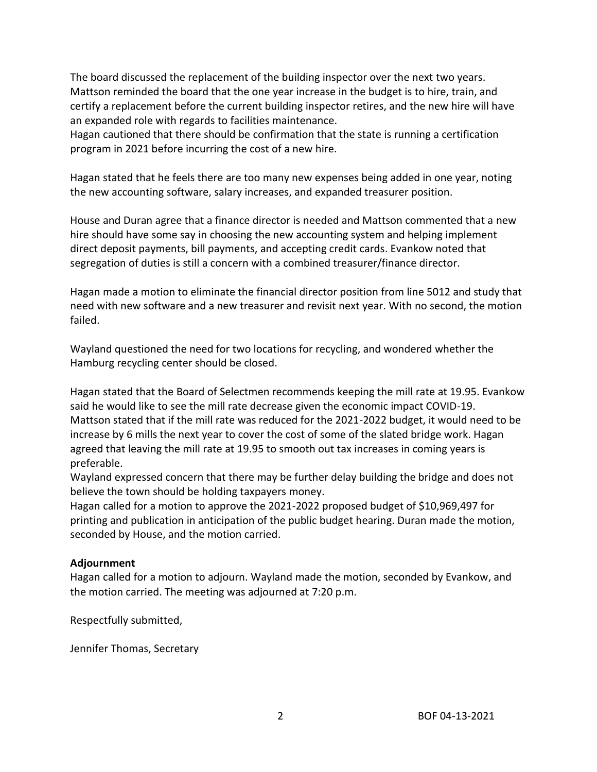The board discussed the replacement of the building inspector over the next two years. Mattson reminded the board that the one year increase in the budget is to hire, train, and certify a replacement before the current building inspector retires, and the new hire will have an expanded role with regards to facilities maintenance.
Hagan cautioned that there should be confirmation that the state is running a certification program in 2021 before incurring the cost of a new hire.

Hagan stated that he feels there are too many new expenses being added in one year, noting the new accounting software, salary increases, and expanded treasurer position.

House and Duran agree that a finance director is needed and Mattson commented that a new hire should have some say in choosing the new accounting system and helping implement direct deposit payments, bill payments, and accepting credit cards. Evankow noted that segregation of duties is still a concern with a combined treasurer/finance director.

Hagan made a motion to eliminate the financial director position from line 5012 and study that need with new software and a new treasurer and revisit next year. With no second, the motion failed.

Wayland questioned the need for two locations for recycling, and wondered whether the Hamburg recycling center should be closed.

Hagan stated that the Board of Selectmen recommends keeping the mill rate at 19.95. Evankow said he would like to see the mill rate decrease given the economic impact COVID-19. Mattson stated that if the mill rate was reduced for the 2021-2022 budget, it would need to be increase by 6 mills the next year to cover the cost of some of the slated bridge work. Hagan agreed that leaving the mill rate at 19.95 to smooth out tax increases in coming years is preferable.
Wayland expressed concern that there may be further delay building the bridge and does not believe the town should be holding taxpayers money.
Hagan called for a motion to approve the 2021-2022 proposed budget of $10,969,497 for printing and publication in anticipation of the public budget hearing. Duran made the motion, seconded by House, and the motion carried.

**Adjournment**
Hagan called for a motion to adjourn. Wayland made the motion, seconded by Evankow, and the motion carried. The meeting was adjourned at 7:20 p.m.

Respectfully submitted,

Jennifer Thomas, Secretary